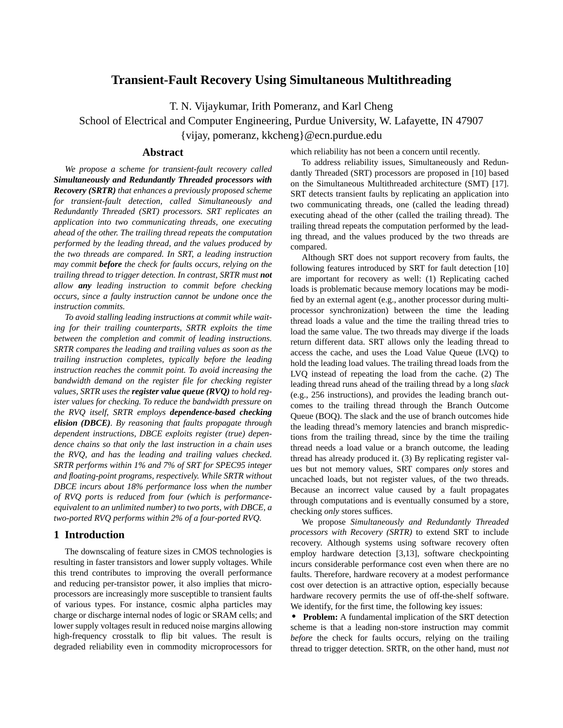# Transient-Fault Recovery Using Simultaneous Multithreading

T. N. Vijaykumar, Irith Pomeranz, and Karl Cheng
School of Electrical and Computer Engineering, Purdue University, W. Lafayette, IN 47907
{vijay, pomeranz, kkcheng}@ecn.purdue.edu

## Abstract

*We propose a scheme for transient-fault recovery called* ***Simultaneously and Redundantly Threaded processors with Recovery (SRTR)*** *that enhances a previously proposed scheme for transient-fault detection, called Simultaneously and Redundantly Threaded (SRT) processors. SRT replicates an application into two communicating threads, one executing ahead of the other. The trailing thread repeats the computation performed by the leading thread, and the values produced by the two threads are compared. In SRT, a leading instruction may commit* ***before*** *the check for faults occurs, relying on the trailing thread to trigger detection. In contrast, SRTR must* ***not*** *allow* ***any*** *leading instruction to commit before checking occurs, since a faulty instruction cannot be undone once the instruction commits.*

*To avoid stalling leading instructions at commit while waiting for their trailing counterparts, SRTR exploits the time between the completion and commit of leading instructions. SRTR compares the leading and trailing values as soon as the trailing instruction completes, typically before the leading instruction reaches the commit point. To avoid increasing the bandwidth demand on the register file for checking register values, SRTR uses the* ***register value queue (RVQ)*** *to hold register values for checking. To reduce the bandwidth pressure on the RVQ itself, SRTR employs* ***dependence-based checking elision (DBCE)****. By reasoning that faults propagate through dependent instructions, DBCE exploits register (true) dependence chains so that only the last instruction in a chain uses the RVQ, and has the leading and trailing values checked. SRTR performs within 1% and 7% of SRT for SPEC95 integer and floating-point programs, respectively. While SRTR without DBCE incurs about 18% performance loss when the number of RVQ ports is reduced from four (which is performance-equivalent to an unlimited number) to two ports, with DBCE, a two-ported RVQ performs within 2% of a four-ported RVQ.*

## 1 Introduction

The downscaling of feature sizes in CMOS technologies is resulting in faster transistors and lower supply voltages. While this trend contributes to improving the overall performance and reducing per-transistor power, it also implies that microprocessors are increasingly more susceptible to transient faults of various types. For instance, cosmic alpha particles may charge or discharge internal nodes of logic or SRAM cells; and lower supply voltages result in reduced noise margins allowing high-frequency crosstalk to flip bit values. The result is degraded reliability even in commodity microprocessors for which reliability has not been a concern until recently.

To address reliability issues, Simultaneously and Redundantly Threaded (SRT) processors are proposed in [10] based on the Simultaneous Multithreaded architecture (SMT) [17]. SRT detects transient faults by replicating an application into two communicating threads, one (called the leading thread) executing ahead of the other (called the trailing thread). The trailing thread repeats the computation performed by the leading thread, and the values produced by the two threads are compared.

Although SRT does not support recovery from faults, the following features introduced by SRT for fault detection [10] are important for recovery as well: (1) Replicating cached loads is problematic because memory locations may be modified by an external agent (e.g., another processor during multiprocessor synchronization) between the time the leading thread loads a value and the time the trailing thread tries to load the same value. The two threads may diverge if the loads return different data. SRT allows only the leading thread to access the cache, and uses the Load Value Queue (LVQ) to hold the leading load values. The trailing thread loads from the LVQ instead of repeating the load from the cache. (2) The leading thread runs ahead of the trailing thread by a long *slack* (e.g., 256 instructions), and provides the leading branch outcomes to the trailing thread through the Branch Outcome Queue (BOQ). The slack and the use of branch outcomes hide the leading thread's memory latencies and branch mispredictions from the trailing thread, since by the time the trailing thread needs a load value or a branch outcome, the leading thread has already produced it. (3) By replicating register values but not memory values, SRT compares *only* stores and uncached loads, but not register values, of the two threads. Because an incorrect value caused by a fault propagates through computations and is eventually consumed by a store, checking *only* stores suffices.

We propose *Simultaneously and Redundantly Threaded processors with Recovery (SRTR)* to extend SRT to include recovery. Although systems using software recovery often employ hardware detection [3,13], software checkpointing incurs considerable performance cost even when there are no faults. Therefore, hardware recovery at a modest performance cost over detection is an attractive option, especially because hardware recovery permits the use of off-the-shelf software. We identify, for the first time, the following key issues:

- **Problem:** A fundamental implication of the SRT detection scheme is that a leading non-store instruction may commit *before* the check for faults occurs, relying on the trailing thread to trigger detection. SRTR, on the other hand, must *not*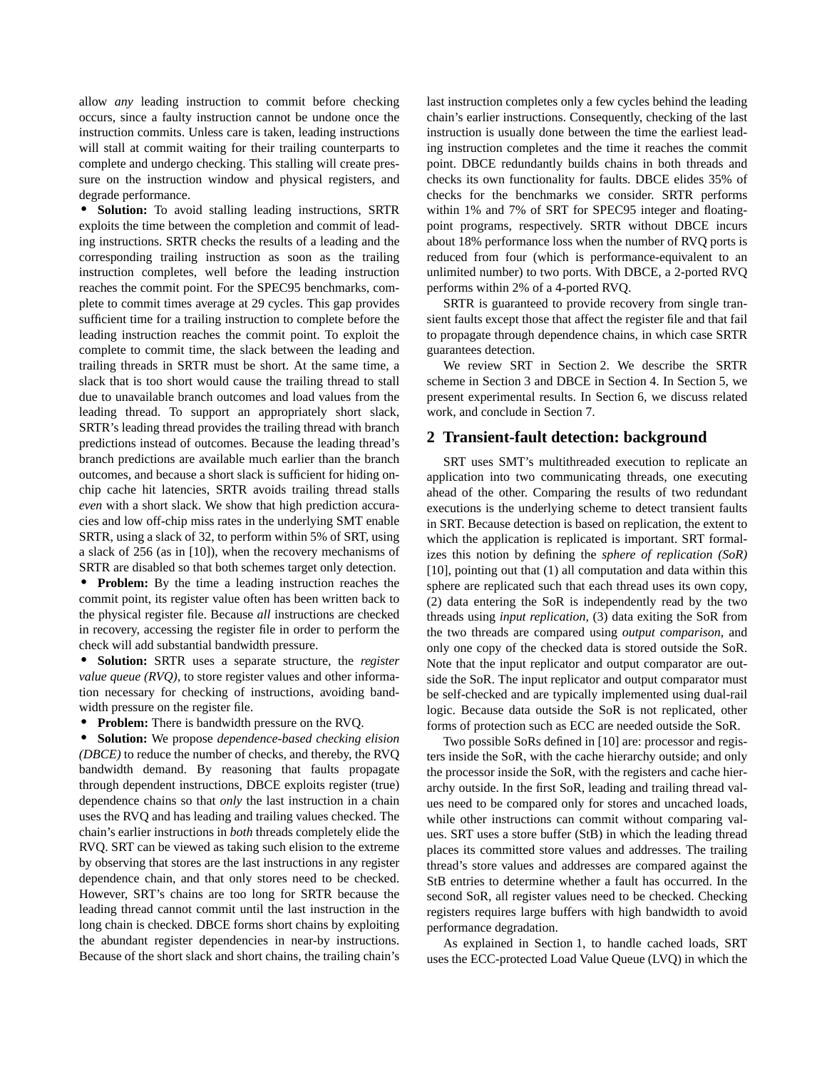allow *any* leading instruction to commit before checking occurs, since a faulty instruction cannot be undone once the instruction commits. Unless care is taken, leading instructions will stall at commit waiting for their trailing counterparts to complete and undergo checking. This stalling will create pressure on the instruction window and physical registers, and degrade performance.

- **Solution:** To avoid stalling leading instructions, SRTR exploits the time between the completion and commit of leading instructions. SRTR checks the results of a leading and the corresponding trailing instruction as soon as the trailing instruction completes, well before the leading instruction reaches the commit point. For the SPEC95 benchmarks, complete to commit times average at 29 cycles. This gap provides sufficient time for a trailing instruction to complete before the leading instruction reaches the commit point. To exploit the complete to commit time, the slack between the leading and trailing threads in SRTR must be short. At the same time, a slack that is too short would cause the trailing thread to stall due to unavailable branch outcomes and load values from the leading thread. To support an appropriately short slack, SRTR's leading thread provides the trailing thread with branch predictions instead of outcomes. Because the leading thread's branch predictions are available much earlier than the branch outcomes, and because a short slack is sufficient for hiding on-chip cache hit latencies, SRTR avoids trailing thread stalls *even* with a short slack. We show that high prediction accuracies and low off-chip miss rates in the underlying SMT enable SRTR, using a slack of 32, to perform within 5% of SRT, using a slack of 256 (as in [10]), when the recovery mechanisms of SRTR are disabled so that both schemes target only detection.
- **Problem:** By the time a leading instruction reaches the commit point, its register value often has been written back to the physical register file. Because *all* instructions are checked in recovery, accessing the register file in order to perform the check will add substantial bandwidth pressure.
- **Solution:** SRTR uses a separate structure, the *register value queue (RVQ)*, to store register values and other information necessary for checking of instructions, avoiding bandwidth pressure on the register file.
- **Problem:** There is bandwidth pressure on the RVQ.
- **Solution:** We propose *dependence-based checking elision (DBCE)* to reduce the number of checks, and thereby, the RVQ bandwidth demand. By reasoning that faults propagate through dependent instructions, DBCE exploits register (true) dependence chains so that *only* the last instruction in a chain uses the RVQ and has leading and trailing values checked. The chain's earlier instructions in *both* threads completely elide the RVQ. SRT can be viewed as taking such elision to the extreme by observing that stores are the last instructions in any register dependence chain, and that only stores need to be checked. However, SRT's chains are too long for SRTR because the leading thread cannot commit until the last instruction in the long chain is checked. DBCE forms short chains by exploiting the abundant register dependencies in near-by instructions. Because of the short slack and short chains, the trailing chain's last instruction completes only a few cycles behind the leading chain's earlier instructions. Consequently, checking of the last instruction is usually done between the time the earliest leading instruction completes and the time it reaches the commit point. DBCE redundantly builds chains in both threads and checks its own functionality for faults. DBCE elides 35% of checks for the benchmarks we consider. SRTR performs within 1% and 7% of SRT for SPEC95 integer and floating-point programs, respectively. SRTR without DBCE incurs about 18% performance loss when the number of RVQ ports is reduced from four (which is performance-equivalent to an unlimited number) to two ports. With DBCE, a 2-ported RVQ performs within 2% of a 4-ported RVQ.

SRTR is guaranteed to provide recovery from single transient faults except those that affect the register file and that fail to propagate through dependence chains, in which case SRTR guarantees detection.

We review SRT in Section 2. We describe the SRTR scheme in Section 3 and DBCE in Section 4. In Section 5, we present experimental results. In Section 6, we discuss related work, and conclude in Section 7.

## 2 Transient-fault detection: background

SRT uses SMT's multithreaded execution to replicate an application into two communicating threads, one executing ahead of the other. Comparing the results of two redundant executions is the underlying scheme to detect transient faults in SRT. Because detection is based on replication, the extent to which the application is replicated is important. SRT formalizes this notion by defining the *sphere of replication (SoR)* [10], pointing out that (1) all computation and data within this sphere are replicated such that each thread uses its own copy, (2) data entering the SoR is independently read by the two threads using *input replication*, (3) data exiting the SoR from the two threads are compared using *output comparison*, and only one copy of the checked data is stored outside the SoR. Note that the input replicator and output comparator are outside the SoR. The input replicator and output comparator must be self-checked and are typically implemented using dual-rail logic. Because data outside the SoR is not replicated, other forms of protection such as ECC are needed outside the SoR.

Two possible SoRs defined in [10] are: processor and registers inside the SoR, with the cache hierarchy outside; and only the processor inside the SoR, with the registers and cache hierarchy outside. In the first SoR, leading and trailing thread values need to be compared only for stores and uncached loads, while other instructions can commit without comparing values. SRT uses a store buffer (StB) in which the leading thread places its committed store values and addresses. The trailing thread's store values and addresses are compared against the StB entries to determine whether a fault has occurred. In the second SoR, all register values need to be checked. Checking registers requires large buffers with high bandwidth to avoid performance degradation.

As explained in Section 1, to handle cached loads, SRT uses the ECC-protected Load Value Queue (LVQ) in which the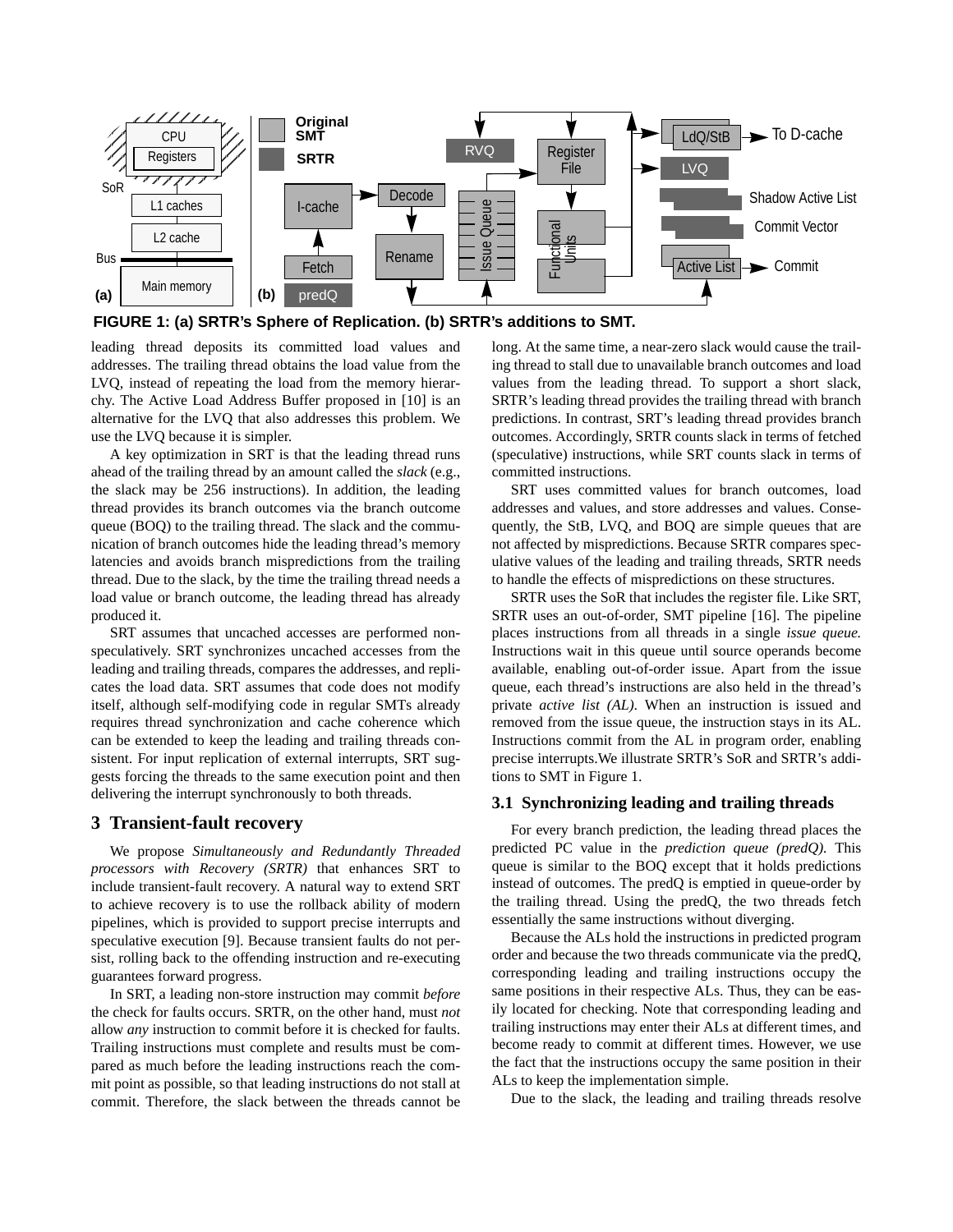FIGURE 1: (a) SRTR's Sphere of Replication. (b) SRTR's additions to SMT.

leading thread deposits its committed load values and addresses. The trailing thread obtains the load value from the LVQ, instead of repeating the load from the memory hierarchy. The Active Load Address Buffer proposed in [10] is an alternative for the LVQ that also addresses this problem. We use the LVQ because it is simpler.

A key optimization in SRT is that the leading thread runs ahead of the trailing thread by an amount called the *slack* (e.g., the slack may be 256 instructions). In addition, the leading thread provides its branch outcomes via the branch outcome queue (BOQ) to the trailing thread. The slack and the communication of branch outcomes hide the leading thread's memory latencies and avoids branch mispredictions from the trailing thread. Due to the slack, by the time the trailing thread needs a load value or branch outcome, the leading thread has already produced it.

SRT assumes that uncached accesses are performed non-speculatively. SRT synchronizes uncached accesses from the leading and trailing threads, compares the addresses, and replicates the load data. SRT assumes that code does not modify itself, although self-modifying code in regular SMTs already requires thread synchronization and cache coherence which can be extended to keep the leading and trailing threads consistent. For input replication of external interrupts, SRT suggests forcing the threads to the same execution point and then delivering the interrupt synchronously to both threads.

## 3 Transient-fault recovery

We propose *Simultaneously and Redundantly Threaded processors with Recovery (SRTR)* that enhances SRT to include transient-fault recovery. A natural way to extend SRT to achieve recovery is to use the rollback ability of modern pipelines, which is provided to support precise interrupts and speculative execution [9]. Because transient faults do not persist, rolling back to the offending instruction and re-executing guarantees forward progress.

In SRT, a leading non-store instruction may commit *before* the check for faults occurs. SRTR, on the other hand, must *not* allow *any* instruction to commit before it is checked for faults. Trailing instructions must complete and results must be compared as much before the leading instructions reach the commit point as possible, so that leading instructions do not stall at commit. Therefore, the slack between the threads cannot be long. At the same time, a near-zero slack would cause the trailing thread to stall due to unavailable branch outcomes and load values from the leading thread. To support a short slack, SRTR's leading thread provides the trailing thread with branch predictions. In contrast, SRT's leading thread provides branch outcomes. Accordingly, SRTR counts slack in terms of fetched (speculative) instructions, while SRT counts slack in terms of committed instructions.

SRT uses committed values for branch outcomes, load addresses and values, and store addresses and values. Consequently, the StB, LVQ, and BOQ are simple queues that are not affected by mispredictions. Because SRTR compares speculative values of the leading and trailing threads, SRTR needs to handle the effects of mispredictions on these structures.

SRTR uses the SoR that includes the register file. Like SRT, SRTR uses an out-of-order, SMT pipeline [16]. The pipeline places instructions from all threads in a single *issue queue.* Instructions wait in this queue until source operands become available, enabling out-of-order issue. Apart from the issue queue, each thread's instructions are also held in the thread's private *active list (AL).* When an instruction is issued and removed from the issue queue, the instruction stays in its AL. Instructions commit from the AL in program order, enabling precise interrupts.We illustrate SRTR's SoR and SRTR's additions to SMT in Figure 1.

### 3.1 Synchronizing leading and trailing threads

For every branch prediction, the leading thread places the predicted PC value in the *prediction queue (predQ).* This queue is similar to the BOQ except that it holds predictions instead of outcomes. The predQ is emptied in queue-order by the trailing thread. Using the predQ, the two threads fetch essentially the same instructions without diverging.

Because the ALs hold the instructions in predicted program order and because the two threads communicate via the predQ, corresponding leading and trailing instructions occupy the same positions in their respective ALs. Thus, they can be easily located for checking. Note that corresponding leading and trailing instructions may enter their ALs at different times, and become ready to commit at different times. However, we use the fact that the instructions occupy the same position in their ALs to keep the implementation simple.

Due to the slack, the leading and trailing threads resolve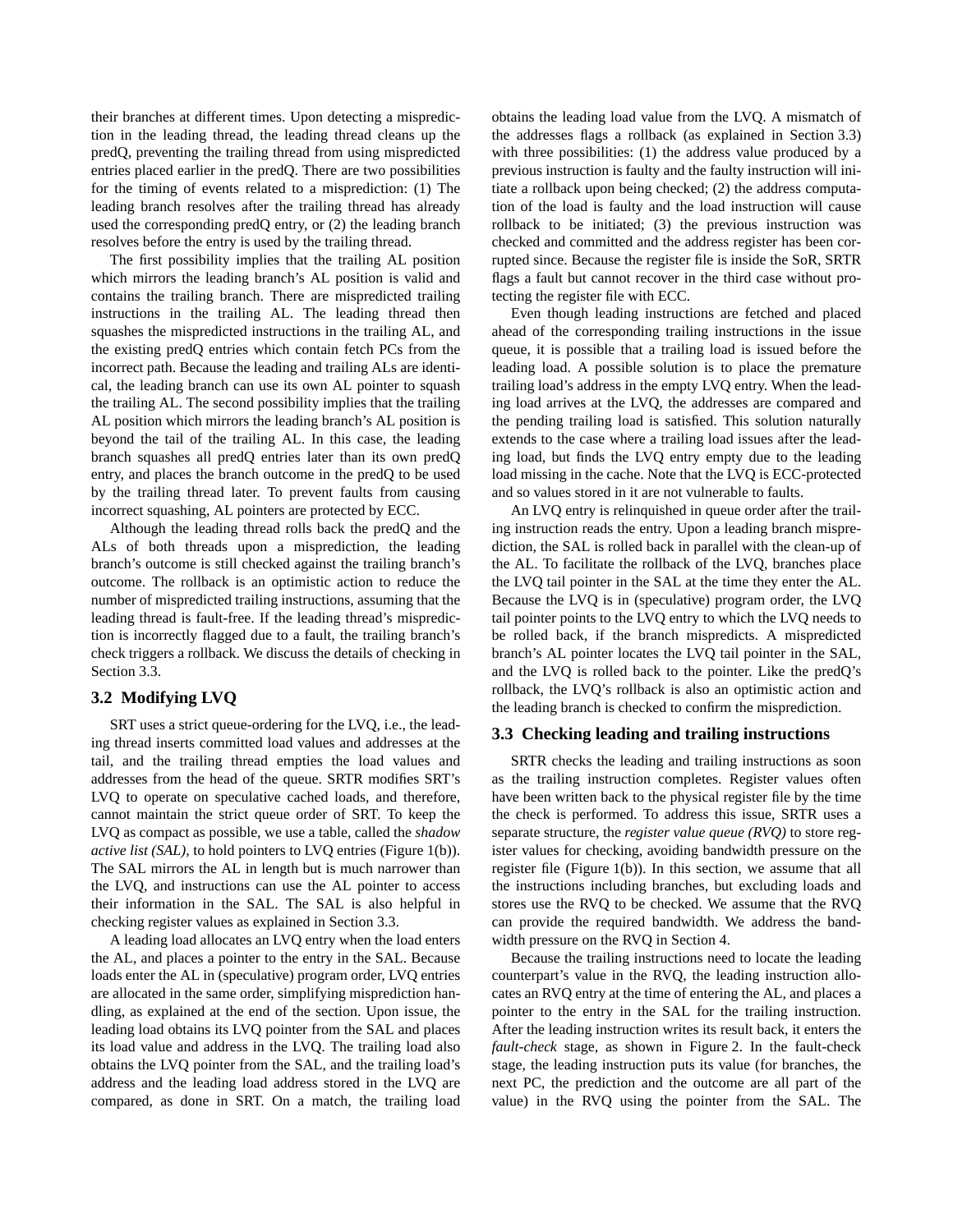their branches at different times. Upon detecting a misprediction in the leading thread, the leading thread cleans up the predQ, preventing the trailing thread from using mispredicted entries placed earlier in the predQ. There are two possibilities for the timing of events related to a misprediction: (1) The leading branch resolves after the trailing thread has already used the corresponding predQ entry, or (2) the leading branch resolves before the entry is used by the trailing thread.

The first possibility implies that the trailing AL position which mirrors the leading branch's AL position is valid and contains the trailing branch. There are mispredicted trailing instructions in the trailing AL. The leading thread then squashes the mispredicted instructions in the trailing AL, and the existing predQ entries which contain fetch PCs from the incorrect path. Because the leading and trailing ALs are identical, the leading branch can use its own AL pointer to squash the trailing AL. The second possibility implies that the trailing AL position which mirrors the leading branch's AL position is beyond the tail of the trailing AL. In this case, the leading branch squashes all predQ entries later than its own predQ entry, and places the branch outcome in the predQ to be used by the trailing thread later. To prevent faults from causing incorrect squashing, AL pointers are protected by ECC.

Although the leading thread rolls back the predQ and the ALs of both threads upon a misprediction, the leading branch's outcome is still checked against the trailing branch's outcome. The rollback is an optimistic action to reduce the number of mispredicted trailing instructions, assuming that the leading thread is fault-free. If the leading thread's misprediction is incorrectly flagged due to a fault, the trailing branch's check triggers a rollback. We discuss the details of checking in Section 3.3.

## 3.2 Modifying LVQ

SRT uses a strict queue-ordering for the LVQ, i.e., the leading thread inserts committed load values and addresses at the tail, and the trailing thread empties the load values and addresses from the head of the queue. SRTR modifies SRT's LVQ to operate on speculative cached loads, and therefore, cannot maintain the strict queue order of SRT. To keep the LVQ as compact as possible, we use a table, called the *shadow active list (SAL)*, to hold pointers to LVQ entries (Figure 1(b)). The SAL mirrors the AL in length but is much narrower than the LVQ, and instructions can use the AL pointer to access their information in the SAL. The SAL is also helpful in checking register values as explained in Section 3.3.

A leading load allocates an LVQ entry when the load enters the AL, and places a pointer to the entry in the SAL. Because loads enter the AL in (speculative) program order, LVQ entries are allocated in the same order, simplifying misprediction handling, as explained at the end of the section. Upon issue, the leading load obtains its LVQ pointer from the SAL and places its load value and address in the LVQ. The trailing load also obtains the LVQ pointer from the SAL, and the trailing load's address and the leading load address stored in the LVQ are compared, as done in SRT. On a match, the trailing load obtains the leading load value from the LVQ. A mismatch of the addresses flags a rollback (as explained in Section 3.3) with three possibilities: (1) the address value produced by a previous instruction is faulty and the faulty instruction will initiate a rollback upon being checked; (2) the address computation of the load is faulty and the load instruction will cause rollback to be initiated; (3) the previous instruction was checked and committed and the address register has been corrupted since. Because the register file is inside the SoR, SRTR flags a fault but cannot recover in the third case without protecting the register file with ECC.

Even though leading instructions are fetched and placed ahead of the corresponding trailing instructions in the issue queue, it is possible that a trailing load is issued before the leading load. A possible solution is to place the premature trailing load's address in the empty LVQ entry. When the leading load arrives at the LVQ, the addresses are compared and the pending trailing load is satisfied. This solution naturally extends to the case where a trailing load issues after the leading load, but finds the LVQ entry empty due to the leading load missing in the cache. Note that the LVQ is ECC-protected and so values stored in it are not vulnerable to faults.

An LVQ entry is relinquished in queue order after the trailing instruction reads the entry. Upon a leading branch misprediction, the SAL is rolled back in parallel with the clean-up of the AL. To facilitate the rollback of the LVQ, branches place the LVQ tail pointer in the SAL at the time they enter the AL. Because the LVQ is in (speculative) program order, the LVQ tail pointer points to the LVQ entry to which the LVQ needs to be rolled back, if the branch mispredicts. A mispredicted branch's AL pointer locates the LVQ tail pointer in the SAL, and the LVQ is rolled back to the pointer. Like the predQ's rollback, the LVQ's rollback is also an optimistic action and the leading branch is checked to confirm the misprediction.

## 3.3 Checking leading and trailing instructions

SRTR checks the leading and trailing instructions as soon as the trailing instruction completes. Register values often have been written back to the physical register file by the time the check is performed. To address this issue, SRTR uses a separate structure, the *register value queue (RVQ)* to store register values for checking, avoiding bandwidth pressure on the register file (Figure 1(b)). In this section, we assume that all the instructions including branches, but excluding loads and stores use the RVQ to be checked. We assume that the RVQ can provide the required bandwidth. We address the bandwidth pressure on the RVQ in Section 4.

Because the trailing instructions need to locate the leading counterpart's value in the RVQ, the leading instruction allocates an RVQ entry at the time of entering the AL, and places a pointer to the entry in the SAL for the trailing instruction. After the leading instruction writes its result back, it enters the *fault-check* stage, as shown in Figure 2. In the fault-check stage, the leading instruction puts its value (for branches, the next PC, the prediction and the outcome are all part of the value) in the RVQ using the pointer from the SAL. The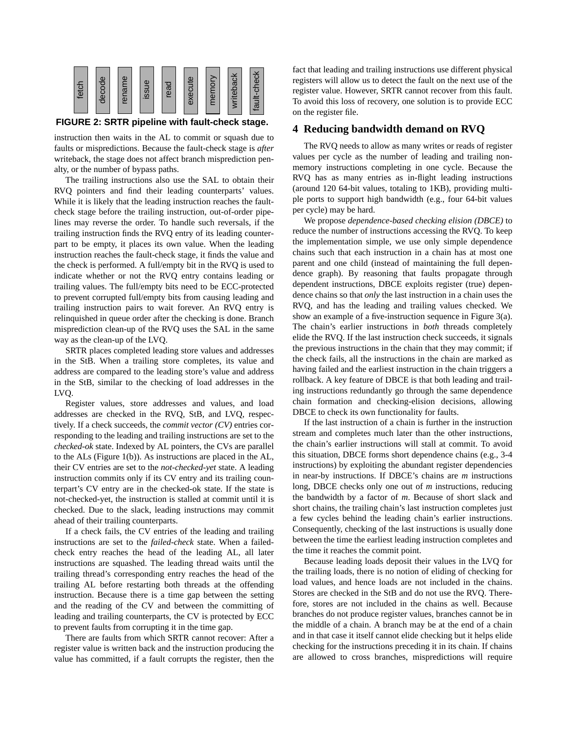fetch

decode

rename

issue

read

execute

memory

writeback

fault-check

**FIGURE 2: SRTR pipeline with fault-check stage.**

instruction then waits in the AL to commit or squash due to faults or mispredictions. Because the fault-check stage is *after* writeback, the stage does not affect branch misprediction penalty, or the number of bypass paths.

The trailing instructions also use the SAL to obtain their RVQ pointers and find their leading counterparts' values. While it is likely that the leading instruction reaches the fault-check stage before the trailing instruction, out-of-order pipelines may reverse the order. To handle such reversals, if the trailing instruction finds the RVQ entry of its leading counterpart to be empty, it places its own value. When the leading instruction reaches the fault-check stage, it finds the value and the check is performed. A full/empty bit in the RVQ is used to indicate whether or not the RVQ entry contains leading or trailing values. The full/empty bits need to be ECC-protected to prevent corrupted full/empty bits from causing leading and trailing instruction pairs to wait forever. An RVQ entry is relinquished in queue order after the checking is done. Branch misprediction clean-up of the RVQ uses the SAL in the same way as the clean-up of the LVQ.

SRTR places completed leading store values and addresses in the StB. When a trailing store completes, its value and address are compared to the leading store's value and address in the StB, similar to the checking of load addresses in the LVQ.

Register values, store addresses and values, and load addresses are checked in the RVQ, StB, and LVQ, respectively. If a check succeeds, the *commit vector (CV)* entries corresponding to the leading and trailing instructions are set to the *checked-ok* state. Indexed by AL pointers, the CVs are parallel to the ALs (Figure 1(b)). As instructions are placed in the AL, their CV entries are set to the *not-checked-yet* state. A leading instruction commits only if its CV entry and its trailing counterpart's CV entry are in the checked-ok state. If the state is not-checked-yet, the instruction is stalled at commit until it is checked. Due to the slack, leading instructions may commit ahead of their trailing counterparts.

If a check fails, the CV entries of the leading and trailing instructions are set to the *failed-check* state. When a failed-check entry reaches the head of the leading AL, all later instructions are squashed. The leading thread waits until the trailing thread's corresponding entry reaches the head of the trailing AL before restarting both threads at the offending instruction. Because there is a time gap between the setting and the reading of the CV and between the committing of leading and trailing counterparts, the CV is protected by ECC to prevent faults from corrupting it in the time gap.

There are faults from which SRTR cannot recover: After a register value is written back and the instruction producing the value has committed, if a fault corrupts the register, then the fact that leading and trailing instructions use different physical registers will allow us to detect the fault on the next use of the register value. However, SRTR cannot recover from this fault. To avoid this loss of recovery, one solution is to provide ECC on the register file.

## 4 Reducing bandwidth demand on RVQ

The RVQ needs to allow as many writes or reads of register values per cycle as the number of leading and trailing non-memory instructions completing in one cycle. Because the RVQ has as many entries as in-flight leading instructions (around 120 64-bit values, totaling to 1KB), providing multiple ports to support high bandwidth (e.g., four 64-bit values per cycle) may be hard.

We propose *dependence-based checking elision (DBCE)* to reduce the number of instructions accessing the RVQ. To keep the implementation simple, we use only simple dependence chains such that each instruction in a chain has at most one parent and one child (instead of maintaining the full dependence graph). By reasoning that faults propagate through dependent instructions, DBCE exploits register (true) dependence chains so that *only* the last instruction in a chain uses the RVQ, and has the leading and trailing values checked. We show an example of a five-instruction sequence in Figure 3(a). The chain's earlier instructions in *both* threads completely elide the RVQ. If the last instruction check succeeds, it signals the previous instructions in the chain that they may commit; if the check fails, all the instructions in the chain are marked as having failed and the earliest instruction in the chain triggers a rollback. A key feature of DBCE is that both leading and trailing instructions redundantly go through the same dependence chain formation and checking-elision decisions, allowing DBCE to check its own functionality for faults.

If the last instruction of a chain is further in the instruction stream and completes much later than the other instructions, the chain's earlier instructions will stall at commit. To avoid this situation, DBCE forms short dependence chains (e.g., 3-4 instructions) by exploiting the abundant register dependencies in near-by instructions. If DBCE's chains are $m$ instructions long, DBCE checks only one out of $m$ instructions, reducing the bandwidth by a factor of $m$. Because of short slack and short chains, the trailing chain's last instruction completes just a few cycles behind the leading chain's earlier instructions. Consequently, checking of the last instructions is usually done between the time the earliest leading instruction completes and the time it reaches the commit point.

Because leading loads deposit their values in the LVQ for the trailing loads, there is no notion of eliding of checking for load values, and hence loads are not included in the chains. Stores are checked in the StB and do not use the RVQ. Therefore, stores are not included in the chains as well. Because branches do not produce register values, branches cannot be in the middle of a chain. A branch may be at the end of a chain and in that case it itself cannot elide checking but it helps elide checking for the instructions preceding it in its chain. If chains are allowed to cross branches, mispredictions will require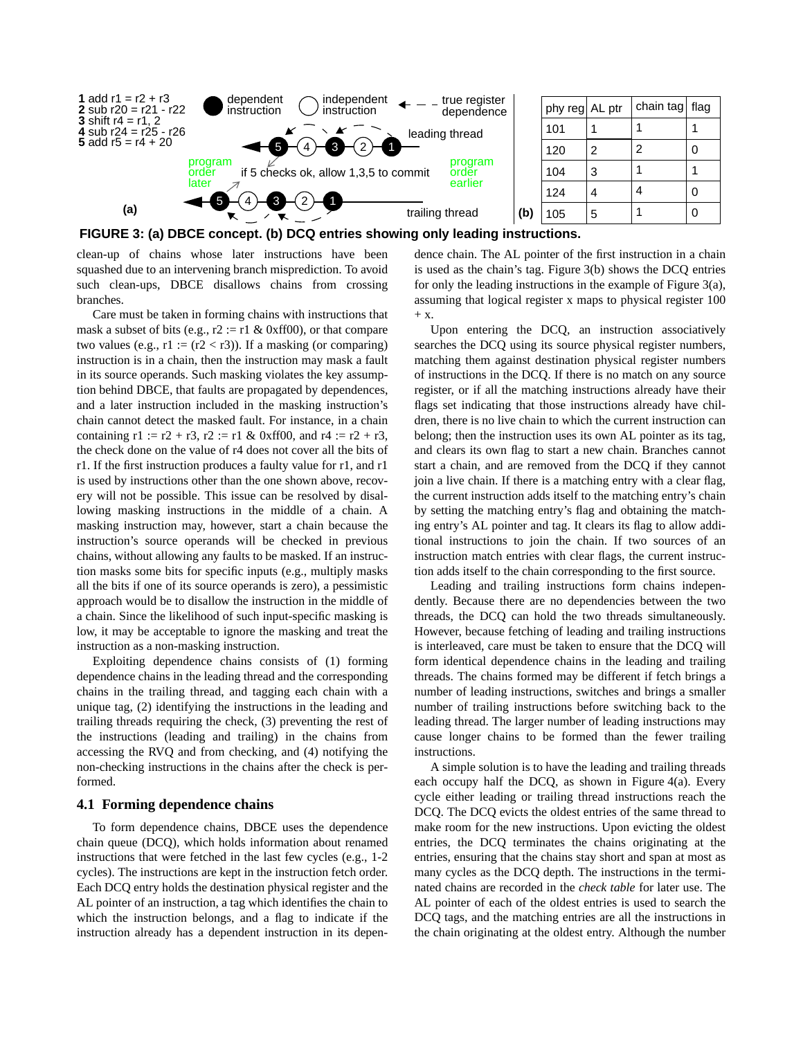1 add r1 = r2 + r3
2 sub r20 = r21 - r22
3 shift r4 = r1, 2
4 sub r24 = r25 - r26
5 add r5 = r4 + 20

dependent instruction
independent instruction
true register dependence

leading thread
program order later
if 5 checks ok, allow 1,3,5 to commit
program order earlier
trailing thread

(a)

(b)

| phy reg | AL ptr | chain tag | flag |
|---|---|---|---|
| 101 | 1 | 1 | 1 |
| 120 | 2 | 2 | 0 |
| 104 | 3 | 1 | 1 |
| 124 | 4 | 4 | 0 |
| 105 | 5 | 1 | 0 |

**FIGURE 3: (a) DBCE concept. (b) DCQ entries showing only leading instructions.**

clean-up of chains whose later instructions have been squashed due to an intervening branch misprediction. To avoid such clean-ups, DBCE disallows chains from crossing branches.

Care must be taken in forming chains with instructions that mask a subset of bits (e.g., r2 := r1 & 0xff00), or that compare two values (e.g., r1 := (r2 < r3)). If a masking (or comparing) instruction is in a chain, then the instruction may mask a fault in its source operands. Such masking violates the key assumption behind DBCE, that faults are propagated by dependences, and a later instruction included in the masking instruction's chain cannot detect the masked fault. For instance, in a chain containing r1 := r2 + r3, r2 := r1 & 0xff00, and r4 := r2 + r3, the check done on the value of r4 does not cover all the bits of r1. If the first instruction produces a faulty value for r1, and r1 is used by instructions other than the one shown above, recovery will not be possible. This issue can be resolved by disallowing masking instructions in the middle of a chain. A masking instruction may, however, start a chain because the instruction's source operands will be checked in previous chains, without allowing any faults to be masked. If an instruction masks some bits for specific inputs (e.g., multiply masks all the bits if one of its source operands is zero), a pessimistic approach would be to disallow the instruction in the middle of a chain. Since the likelihood of such input-specific masking is low, it may be acceptable to ignore the masking and treat the instruction as a non-masking instruction.

Exploiting dependence chains consists of (1) forming dependence chains in the leading thread and the corresponding chains in the trailing thread, and tagging each chain with a unique tag, (2) identifying the instructions in the leading and trailing threads requiring the check, (3) preventing the rest of the instructions (leading and trailing) in the chains from accessing the RVQ and from checking, and (4) notifying the non-checking instructions in the chains after the check is performed.

### 4.1 Forming dependence chains

To form dependence chains, DBCE uses the dependence chain queue (DCQ), which holds information about renamed instructions that were fetched in the last few cycles (e.g., 1-2 cycles). The instructions are kept in the instruction fetch order. Each DCQ entry holds the destination physical register and the AL pointer of an instruction, a tag which identifies the chain to which the instruction belongs, and a flag to indicate if the instruction already has a dependent instruction in its dependence chain. The AL pointer of the first instruction in a chain is used as the chain's tag. Figure 3(b) shows the DCQ entries for only the leading instructions in the example of Figure 3(a), assuming that logical register x maps to physical register 100 + x.

Upon entering the DCQ, an instruction associatively searches the DCQ using its source physical register numbers, matching them against destination physical register numbers of instructions in the DCQ. If there is no match on any source register, or if all the matching instructions already have their flags set indicating that those instructions already have children, there is no live chain to which the current instruction can belong; then the instruction uses its own AL pointer as its tag, and clears its own flag to start a new chain. Branches cannot start a chain, and are removed from the DCQ if they cannot join a live chain. If there is a matching entry with a clear flag, the current instruction adds itself to the matching entry's chain by setting the matching entry's flag and obtaining the matching entry's AL pointer and tag. It clears its flag to allow additional instructions to join the chain. If two sources of an instruction match entries with clear flags, the current instruction adds itself to the chain corresponding to the first source.

Leading and trailing instructions form chains independently. Because there are no dependencies between the two threads, the DCQ can hold the two threads simultaneously. However, because fetching of leading and trailing instructions is interleaved, care must be taken to ensure that the DCQ will form identical dependence chains in the leading and trailing threads. The chains formed may be different if fetch brings a number of leading instructions, switches and brings a smaller number of trailing instructions before switching back to the leading thread. The larger number of leading instructions may cause longer chains to be formed than the fewer trailing instructions.

A simple solution is to have the leading and trailing threads each occupy half the DCQ, as shown in Figure 4(a). Every cycle either leading or trailing thread instructions reach the DCQ. The DCQ evicts the oldest entries of the same thread to make room for the new instructions. Upon evicting the oldest entries, the DCQ terminates the chains originating at the entries, ensuring that the chains stay short and span at most as many cycles as the DCQ depth. The instructions in the terminated chains are recorded in the *check table* for later use. The AL pointer of each of the oldest entries is used to search the DCQ tags, and the matching entries are all the instructions in the chain originating at the oldest entry. Although the number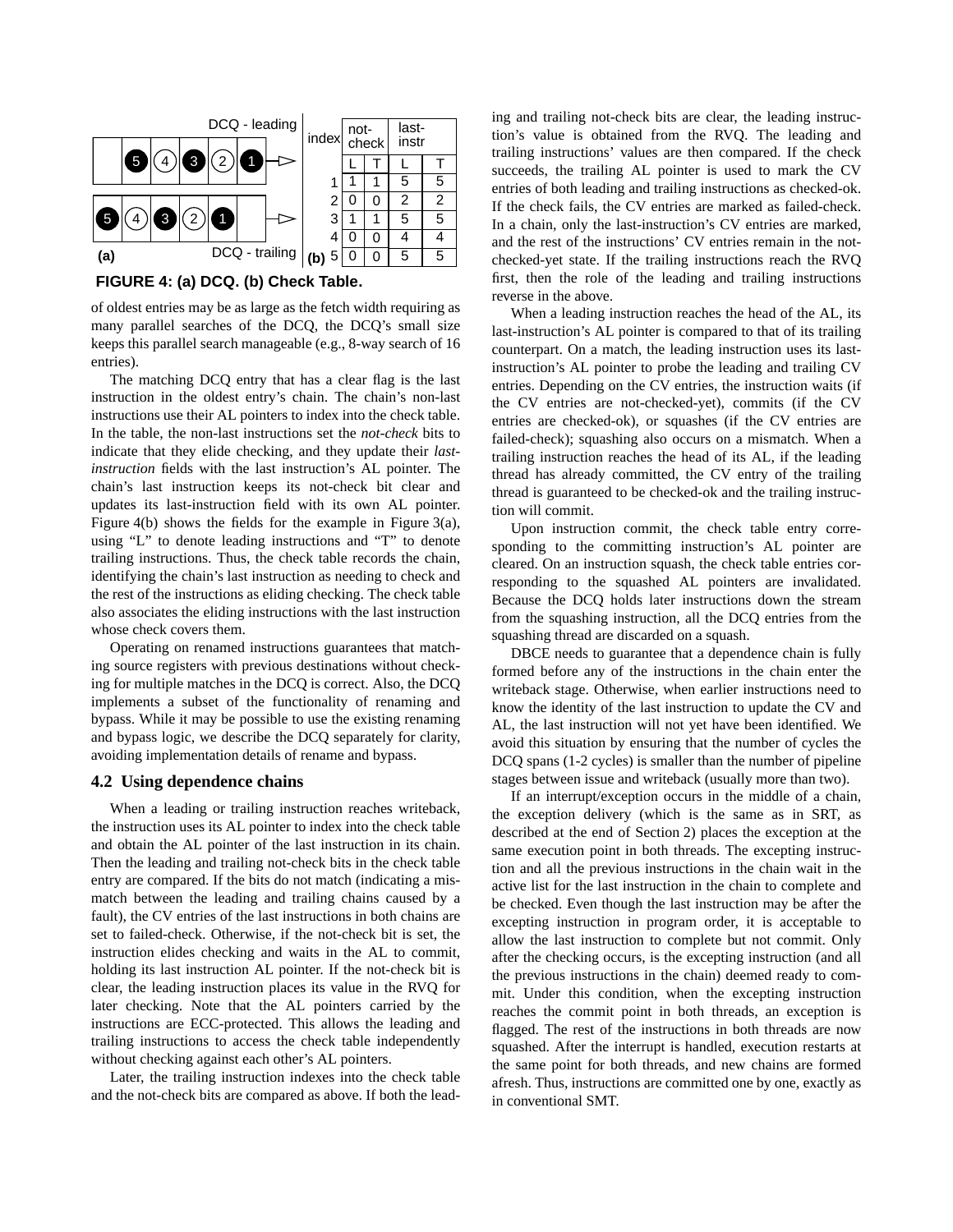**FIGURE 4: (a) DCQ. (b) Check Table.**

| index | not-check L | not-check T | last-instr L | last-instr T |
|---|---|---|---|---|
| 1 | 1 | 1 | 5 | 5 |
| 2 | 0 | 0 | 2 | 2 |
| 3 | 1 | 1 | 5 | 5 |
| 4 | 0 | 0 | 4 | 4 |
| 5 | 0 | 0 | 5 | 5 |

of oldest entries may be as large as the fetch width requiring as many parallel searches of the DCQ, the DCQ's small size keeps this parallel search manageable (e.g., 8-way search of 16 entries).

The matching DCQ entry that has a clear flag is the last instruction in the oldest entry's chain. The chain's non-last instructions use their AL pointers to index into the check table. In the table, the non-last instructions set the *not-check* bits to indicate that they elide checking, and they update their *last-instruction* fields with the last instruction's AL pointer. The chain's last instruction keeps its not-check bit clear and updates its last-instruction field with its own AL pointer. Figure 4(b) shows the fields for the example in Figure 3(a), using "L" to denote leading instructions and "T" to denote trailing instructions. Thus, the check table records the chain, identifying the chain's last instruction as needing to check and the rest of the instructions as eliding checking. The check table also associates the eliding instructions with the last instruction whose check covers them.

Operating on renamed instructions guarantees that matching source registers with previous destinations without checking for multiple matches in the DCQ is correct. Also, the DCQ implements a subset of the functionality of renaming and bypass. While it may be possible to use the existing renaming and bypass logic, we describe the DCQ separately for clarity, avoiding implementation details of rename and bypass.

### 4.2 Using dependence chains

When a leading or trailing instruction reaches writeback, the instruction uses its AL pointer to index into the check table and obtain the AL pointer of the last instruction in its chain. Then the leading and trailing not-check bits in the check table entry are compared. If the bits do not match (indicating a mismatch between the leading and trailing chains caused by a fault), the CV entries of the last instructions in both chains are set to failed-check. Otherwise, if the not-check bit is set, the instruction elides checking and waits in the AL to commit, holding its last instruction AL pointer. If the not-check bit is clear, the leading instruction places its value in the RVQ for later checking. Note that the AL pointers carried by the instructions are ECC-protected. This allows the leading and trailing instructions to access the check table independently without checking against each other's AL pointers.

Later, the trailing instruction indexes into the check table and the not-check bits are compared as above. If both the leading and trailing not-check bits are clear, the leading instruction's value is obtained from the RVQ. The leading and trailing instructions' values are then compared. If the check succeeds, the trailing AL pointer is used to mark the CV entries of both leading and trailing instructions as checked-ok. If the check fails, the CV entries are marked as failed-check. In a chain, only the last-instruction's CV entries are marked, and the rest of the instructions' CV entries remain in the not-checked-yet state. If the trailing instructions reach the RVQ first, then the role of the leading and trailing instructions reverse in the above.

When a leading instruction reaches the head of the AL, its last-instruction's AL pointer is compared to that of its trailing counterpart. On a match, the leading instruction uses its last-instruction's AL pointer to probe the leading and trailing CV entries. Depending on the CV entries, the instruction waits (if the CV entries are not-checked-yet), commits (if the CV entries are checked-ok), or squashes (if the CV entries are failed-check); squashing also occurs on a mismatch. When a trailing instruction reaches the head of its AL, if the leading thread has already committed, the CV entry of the trailing thread is guaranteed to be checked-ok and the trailing instruction will commit.

Upon instruction commit, the check table entry corresponding to the committing instruction's AL pointer are cleared. On an instruction squash, the check table entries corresponding to the squashed AL pointers are invalidated. Because the DCQ holds later instructions down the stream from the squashing instruction, all the DCQ entries from the squashing thread are discarded on a squash.

DBCE needs to guarantee that a dependence chain is fully formed before any of the instructions in the chain enter the writeback stage. Otherwise, when earlier instructions need to know the identity of the last instruction to update the CV and AL, the last instruction will not yet have been identified. We avoid this situation by ensuring that the number of cycles the DCQ spans (1-2 cycles) is smaller than the number of pipeline stages between issue and writeback (usually more than two).

If an interrupt/exception occurs in the middle of a chain, the exception delivery (which is the same as in SRT, as described at the end of Section 2) places the exception at the same execution point in both threads. The excepting instruction and all the previous instructions in the chain wait in the active list for the last instruction in the chain to complete and be checked. Even though the last instruction may be after the excepting instruction in program order, it is acceptable to allow the last instruction to complete but not commit. Only after the checking occurs, is the excepting instruction (and all the previous instructions in the chain) deemed ready to commit. Under this condition, when the excepting instruction reaches the commit point in both threads, an exception is flagged. The rest of the instructions in both threads are now squashed. After the interrupt is handled, execution restarts at the same point for both threads, and new chains are formed afresh. Thus, instructions are committed one by one, exactly as in conventional SMT.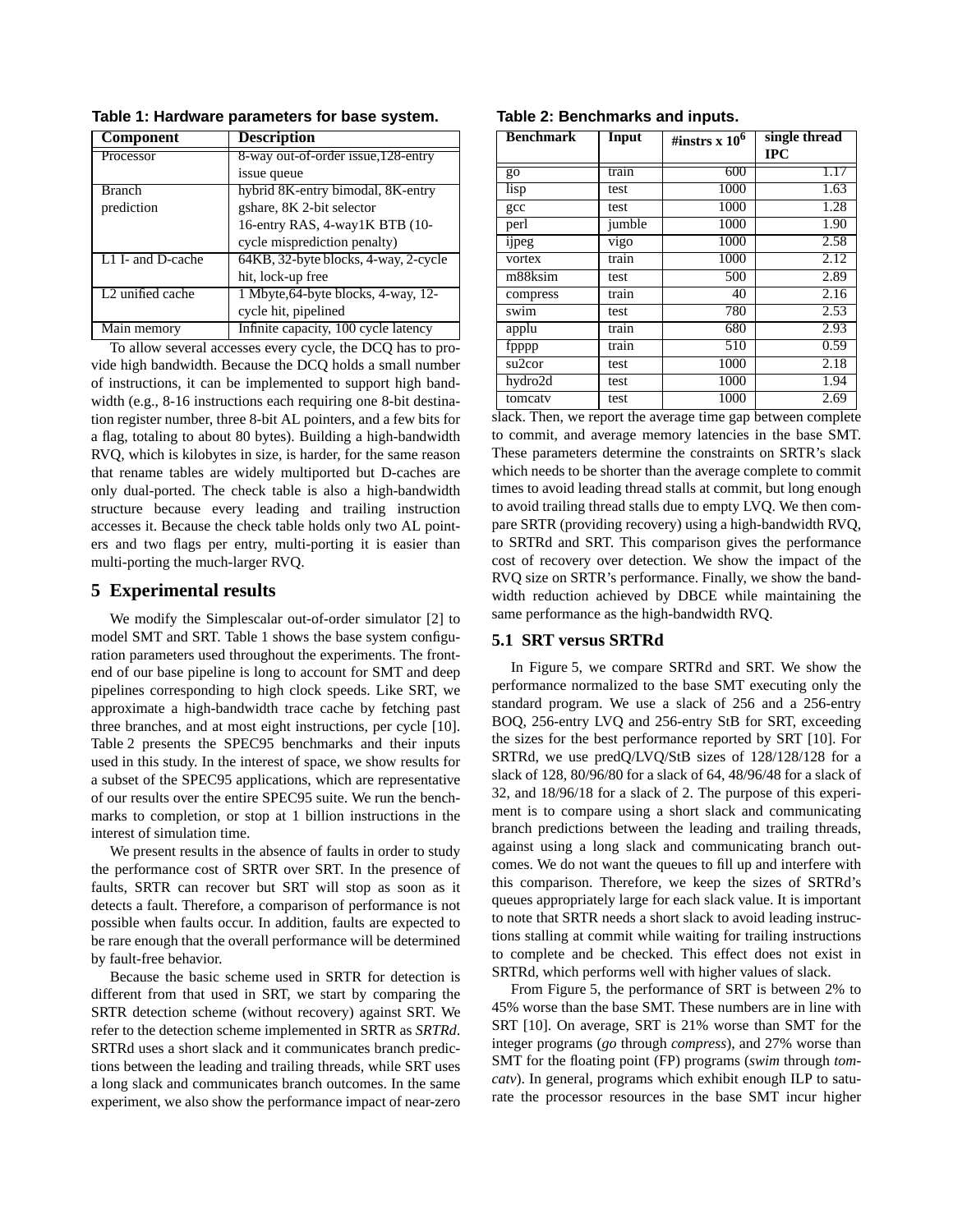**Table 1: Hardware parameters for base system.**

| Component | Description |
|---|---|
| Processor | 8-way out-of-order issue,128-entry issue queue |
| Branch prediction | hybrid 8K-entry bimodal, 8K-entry gshare, 8K 2-bit selector 16-entry RAS, 4-way1K BTB (10-cycle misprediction penalty) |
| L1 I- and D-cache | 64KB, 32-byte blocks, 4-way, 2-cycle hit, lock-up free |
| L2 unified cache | 1 Mbyte,64-byte blocks, 4-way, 12-cycle hit, pipelined |
| Main memory | Infinite capacity, 100 cycle latency |

To allow several accesses every cycle, the DCQ has to provide high bandwidth. Because the DCQ holds a small number of instructions, it can be implemented to support high bandwidth (e.g., 8-16 instructions each requiring one 8-bit destination register number, three 8-bit AL pointers, and a few bits for a flag, totaling to about 80 bytes). Building a high-bandwidth RVQ, which is kilobytes in size, is harder, for the same reason that rename tables are widely multiported but D-caches are only dual-ported. The check table is also a high-bandwidth structure because every leading and trailing instruction accesses it. Because the check table holds only two AL pointers and two flags per entry, multi-porting it is easier than multi-porting the much-larger RVQ.

## 5 Experimental results

We modify the Simplescalar out-of-order simulator [2] to model SMT and SRT. Table 1 shows the base system configuration parameters used throughout the experiments. The front-end of our base pipeline is long to account for SMT and deep pipelines corresponding to high clock speeds. Like SRT, we approximate a high-bandwidth trace cache by fetching past three branches, and at most eight instructions, per cycle [10]. Table 2 presents the SPEC95 benchmarks and their inputs used in this study. In the interest of space, we show results for a subset of the SPEC95 applications, which are representative of our results over the entire SPEC95 suite. We run the benchmarks to completion, or stop at 1 billion instructions in the interest of simulation time.

We present results in the absence of faults in order to study the performance cost of SRTR over SRT. In the presence of faults, SRTR can recover but SRT will stop as soon as it detects a fault. Therefore, a comparison of performance is not possible when faults occur. In addition, faults are expected to be rare enough that the overall performance will be determined by fault-free behavior.

Because the basic scheme used in SRTR for detection is different from that used in SRT, we start by comparing the SRTR detection scheme (without recovery) against SRT. We refer to the detection scheme implemented in SRTR as *SRTRd*. SRTRd uses a short slack and it communicates branch predictions between the leading and trailing threads, while SRT uses a long slack and communicates branch outcomes. In the same experiment, we also show the performance impact of near-zero slack. Then, we report the average time gap between complete to commit, and average memory latencies in the base SMT. These parameters determine the constraints on SRTR's slack which needs to be shorter than the average complete to commit times to avoid leading thread stalls at commit, but long enough to avoid trailing thread stalls due to empty LVQ. We then compare SRTR (providing recovery) using a high-bandwidth RVQ, to SRTRd and SRT. This comparison gives the performance cost of recovery over detection. We show the impact of the RVQ size on SRTR's performance. Finally, we show the bandwidth reduction achieved by DBCE while maintaining the same performance as the high-bandwidth RVQ.

**Table 2: Benchmarks and inputs.**

| Benchmark | Input | #instrs x $10^6$ | single thread IPC |
|---|---|---|---|
| go | train | 600 | 1.17 |
| lisp | test | 1000 | 1.63 |
| gcc | test | 1000 | 1.28 |
| perl | jumble | 1000 | 1.90 |
| ijpeg | vigo | 1000 | 2.58 |
| vortex | train | 1000 | 2.12 |
| m88ksim | test | 500 | 2.89 |
| compress | train | 40 | 2.16 |
| swim | test | 780 | 2.53 |
| applu | train | 680 | 2.93 |
| fpppp | train | 510 | 0.59 |
| su2cor | test | 1000 | 2.18 |
| hydro2d | test | 1000 | 1.94 |
| tomcatv | test | 1000 | 2.69 |

### 5.1 SRT versus SRTRd

In Figure 5, we compare SRTRd and SRT. We show the performance normalized to the base SMT executing only the standard program. We use a slack of 256 and a 256-entry BOQ, 256-entry LVQ and 256-entry StB for SRT, exceeding the sizes for the best performance reported by SRT [10]. For SRTRd, we use predQ/LVQ/StB sizes of 128/128/128 for a slack of 128, 80/96/80 for a slack of 64, 48/96/48 for a slack of 32, and 18/96/18 for a slack of 2. The purpose of this experiment is to compare using a short slack and communicating branch predictions between the leading and trailing threads, against using a long slack and communicating branch outcomes. We do not want the queues to fill up and interfere with this comparison. Therefore, we keep the sizes of SRTRd's queues appropriately large for each slack value. It is important to note that SRTR needs a short slack to avoid leading instructions stalling at commit while waiting for trailing instructions to complete and be checked. This effect does not exist in SRTRd, which performs well with higher values of slack.

From Figure 5, the performance of SRT is between 2% to 45% worse than the base SMT. These numbers are in line with SRT [10]. On average, SRT is 21% worse than SMT for the integer programs (*go* through *compress*), and 27% worse than SMT for the floating point (FP) programs (*swim* through *tomcatv*). In general, programs which exhibit enough ILP to saturate the processor resources in the base SMT incur higher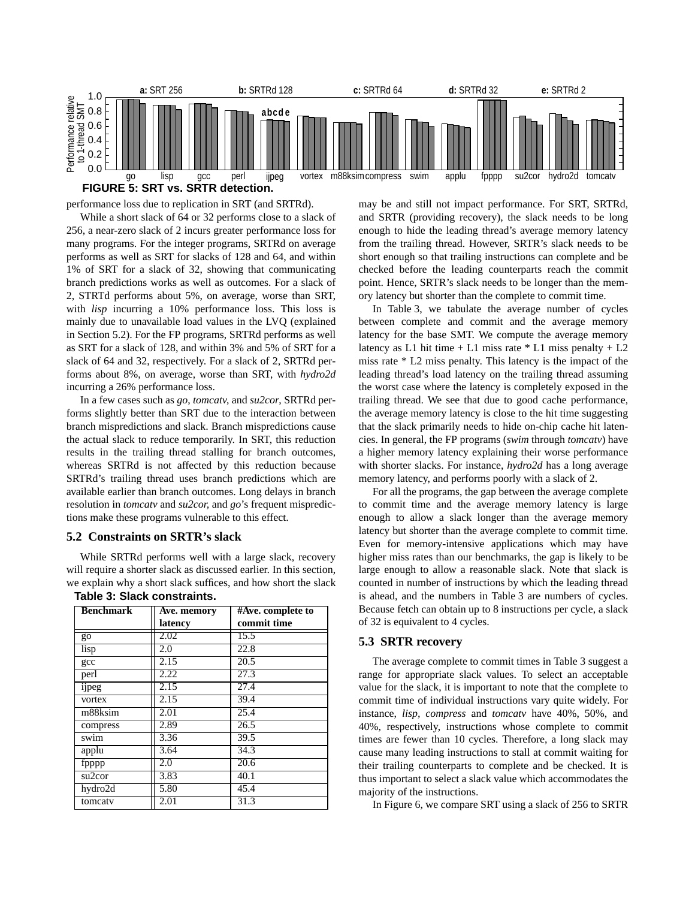**FIGURE 5: SRT vs. SRTR detection.**

performance loss due to replication in SRT (and SRTRd).

While a short slack of 64 or 32 performs close to a slack of 256, a near-zero slack of 2 incurs greater performance loss for many programs. For the integer programs, SRTRd on average performs as well as SRT for slacks of 128 and 64, and within 1% of SRT for a slack of 32, showing that communicating branch predictions works as well as outcomes. For a slack of 2, STRTd performs about 5%, on average, worse than SRT, with *lisp* incurring a 10% performance loss. This loss is mainly due to unavailable load values in the LVQ (explained in Section 5.2). For the FP programs, SRTRd performs as well as SRT for a slack of 128, and within 3% and 5% of SRT for a slack of 64 and 32, respectively. For a slack of 2, SRTRd performs about 8%, on average, worse than SRT, with *hydro2d* incurring a 26% performance loss.

In a few cases such as *go*, *tomcatv*, and *su2cor*, SRTRd performs slightly better than SRT due to the interaction between branch mispredictions and slack. Branch mispredictions cause the actual slack to reduce temporarily. In SRT, this reduction results in the trailing thread stalling for branch outcomes, whereas SRTRd is not affected by this reduction because SRTRd's trailing thread uses branch predictions which are available earlier than branch outcomes. Long delays in branch resolution in *tomcatv* and *su2cor*, and *go*'s frequent mispredictions make these programs vulnerable to this effect.

## 5.2 Constraints on SRTR's slack

While SRTRd performs well with a large slack, recovery will require a shorter slack as discussed earlier. In this section, we explain why a short slack suffices, and how short the slack may be and still not impact performance. For SRT, SRTRd, and SRTR (providing recovery), the slack needs to be long enough to hide the leading thread's average memory latency from the trailing thread. However, SRTR's slack needs to be short enough so that trailing instructions can complete and be checked before the leading counterparts reach the commit point. Hence, SRTR's slack needs to be longer than the memory latency but shorter than the complete to commit time.

**Table 3: Slack constraints.**

| Benchmark | Ave. memory latency | #Ave. complete to commit time |
|---|---|---|
| go | 2.02 | 15.5 |
| lisp | 2.0 | 22.8 |
| gcc | 2.15 | 20.5 |
| perl | 2.22 | 27.3 |
| ijpeg | 2.15 | 27.4 |
| vortex | 2.15 | 39.4 |
| m88ksim | 2.01 | 25.4 |
| compress | 2.89 | 26.5 |
| swim | 3.36 | 39.5 |
| applu | 3.64 | 34.3 |
| fpppp | 2.0 | 20.6 |
| su2cor | 3.83 | 40.1 |
| hydro2d | 5.80 | 45.4 |
| tomcatv | 2.01 | 31.3 |

In Table 3, we tabulate the average number of cycles between complete and commit and the average memory latency for the base SMT. We compute the average memory latency as L1 hit time + L1 miss rate * L1 miss penalty + L2 miss rate * L2 miss penalty. This latency is the impact of the leading thread's load latency on the trailing thread assuming the worst case where the latency is completely exposed in the trailing thread. We see that due to good cache performance, the average memory latency is close to the hit time suggesting that the slack primarily needs to hide on-chip cache hit latencies. In general, the FP programs (*swim* through *tomcatv*) have a higher memory latency explaining their worse performance with shorter slacks. For instance, *hydro2d* has a long average memory latency, and performs poorly with a slack of 2.

For all the programs, the gap between the average complete to commit time and the average memory latency is large enough to allow a slack longer than the average memory latency but shorter than the average complete to commit time. Even for memory-intensive applications which may have higher miss rates than our benchmarks, the gap is likely to be large enough to allow a reasonable slack. Note that slack is counted in number of instructions by which the leading thread is ahead, and the numbers in Table 3 are numbers of cycles. Because fetch can obtain up to 8 instructions per cycle, a slack of 32 is equivalent to 4 cycles.

## 5.3 SRTR recovery

The average complete to commit times in Table 3 suggest a range for appropriate slack values. To select an acceptable value for the slack, it is important to note that the complete to commit time of individual instructions vary quite widely. For instance, *lisp*, *compress* and *tomcatv* have 40%, 50%, and 40%, respectively, instructions whose complete to commit times are fewer than 10 cycles. Therefore, a long slack may cause many leading instructions to stall at commit waiting for their trailing counterparts to complete and be checked. It is thus important to select a slack value which accommodates the majority of the instructions.

In Figure 6, we compare SRT using a slack of 256 to SRTR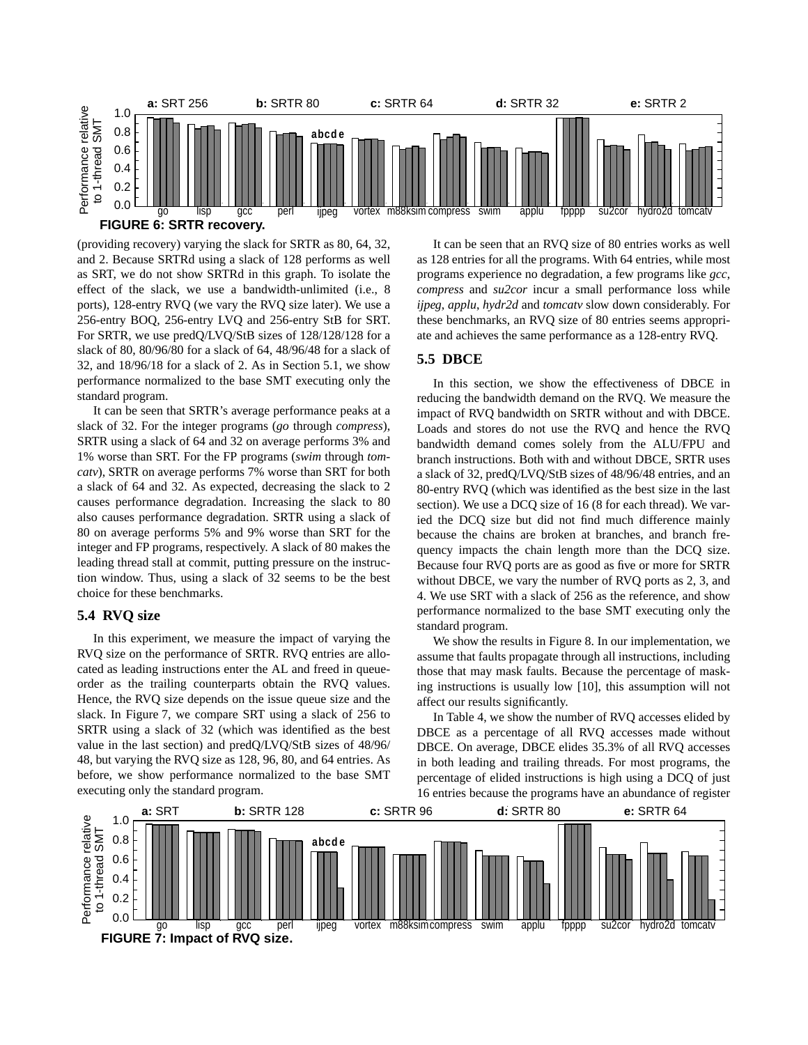**FIGURE 6: SRTR recovery.**

(providing recovery) varying the slack for SRTR as 80, 64, 32, and 2. Because SRTRd using a slack of 128 performs as well as SRT, we do not show SRTRd in this graph. To isolate the effect of the slack, we use a bandwidth-unlimited (i.e., 8 ports), 128-entry RVQ (we vary the RVQ size later). We use a 256-entry BOQ, 256-entry LVQ and 256-entry StB for SRT. For SRTR, we use predQ/LVQ/StB sizes of 128/128/128 for a slack of 80, 80/96/80 for a slack of 64, 48/96/48 for a slack of 32, and 18/96/18 for a slack of 2. As in Section 5.1, we show performance normalized to the base SMT executing only the standard program.

It can be seen that SRTR's average performance peaks at a slack of 32. For the integer programs (*go* through *compress*), SRTR using a slack of 64 and 32 on average performs 3% and 1% worse than SRT. For the FP programs (*swim* through *tomcatv*), SRTR on average performs 7% worse than SRT for both a slack of 64 and 32. As expected, decreasing the slack to 2 causes performance degradation. Increasing the slack to 80 also causes performance degradation. SRTR using a slack of 80 on average performs 5% and 9% worse than SRT for the integer and FP programs, respectively. A slack of 80 makes the leading thread stall at commit, putting pressure on the instruction window. Thus, using a slack of 32 seems to be the best choice for these benchmarks.

### 5.4 RVQ size

In this experiment, we measure the impact of varying the RVQ size on the performance of SRTR. RVQ entries are allocated as leading instructions enter the AL and freed in queue-order as the trailing counterparts obtain the RVQ values. Hence, the RVQ size depends on the issue queue size and the slack. In Figure 7, we compare SRT using a slack of 256 to SRTR using a slack of 32 (which was identified as the best value in the last section) and predQ/LVQ/StB sizes of 48/96/48, but varying the RVQ size as 128, 96, 80, and 64 entries. As before, we show performance normalized to the base SMT executing only the standard program.

It can be seen that an RVQ size of 80 entries works as well as 128 entries for all the programs. With 64 entries, while most programs experience no degradation, a few programs like *gcc*, *compress* and *su2cor* incur a small performance loss while *ijpeg*, *applu*, *hydr2d* and *tomcatv* slow down considerably. For these benchmarks, an RVQ size of 80 entries seems appropriate and achieves the same performance as a 128-entry RVQ.

### 5.5 DBCE

In this section, we show the effectiveness of DBCE in reducing the bandwidth demand on the RVQ. We measure the impact of RVQ bandwidth on SRTR without and with DBCE. Loads and stores do not use the RVQ and hence the RVQ bandwidth demand comes solely from the ALU/FPU and branch instructions. Both with and without DBCE, SRTR uses a slack of 32, predQ/LVQ/StB sizes of 48/96/48 entries, and an 80-entry RVQ (which was identified as the best size in the last section). We use a DCQ size of 16 (8 for each thread). We varied the DCQ size but did not find much difference mainly because the chains are broken at branches, and branch frequency impacts the chain length more than the DCQ size. Because four RVQ ports are as good as five or more for SRTR without DBCE, we vary the number of RVQ ports as 2, 3, and 4. We use SRT with a slack of 256 as the reference, and show performance normalized to the base SMT executing only the standard program.

We show the results in Figure 8. In our implementation, we assume that faults propagate through all instructions, including those that may mask faults. Because the percentage of masking instructions is usually low [10], this assumption will not affect our results significantly.

In Table 4, we show the number of RVQ accesses elided by DBCE as a percentage of all RVQ accesses made without DBCE. On average, DBCE elides 35.3% of all RVQ accesses in both leading and trailing threads. For most programs, the percentage of elided instructions is high using a DCQ of just 16 entries because the programs have an abundance of register

**FIGURE 7: Impact of RVQ size.**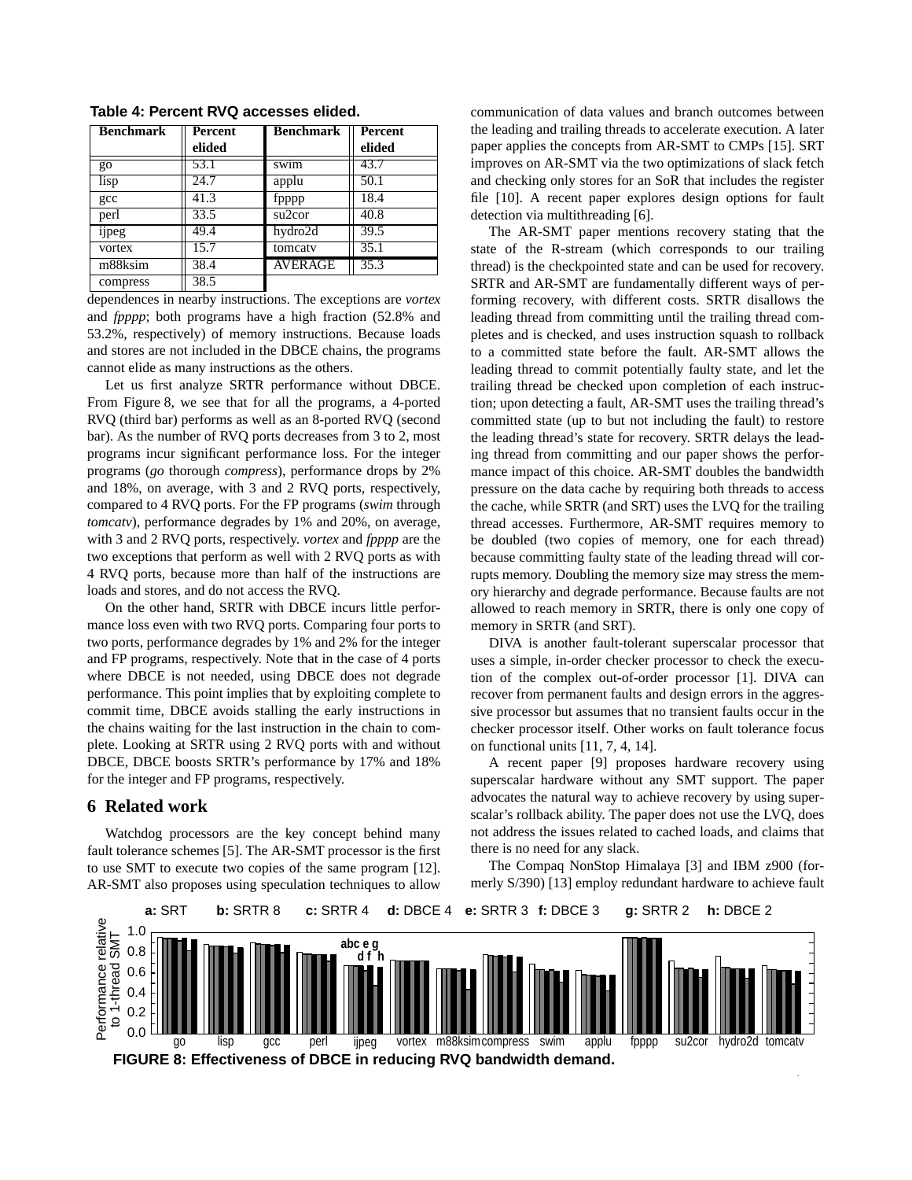**Table 4: Percent RVQ accesses elided.**

| Benchmark | Percent elided | Benchmark | Percent elided |
|---|---|---|---|
| go | 53.1 | swim | 43.7 |
| lisp | 24.7 | applu | 50.1 |
| gcc | 41.3 | fpppp | 18.4 |
| perl | 33.5 | su2cor | 40.8 |
| ijpeg | 49.4 | hydro2d | 39.5 |
| vortex | 15.7 | tomcatv | 35.1 |
| m88ksim | 38.4 | AVERAGE | 35.3 |
| compress | 38.5 | | |

dependences in nearby instructions. The exceptions are *vortex* and *fpppp*; both programs have a high fraction (52.8% and 53.2%, respectively) of memory instructions. Because loads and stores are not included in the DBCE chains, the programs cannot elide as many instructions as the others.

Let us first analyze SRTR performance without DBCE. From Figure 8, we see that for all the programs, a 4-ported RVQ (third bar) performs as well as an 8-ported RVQ (second bar). As the number of RVQ ports decreases from 3 to 2, most programs incur significant performance loss. For the integer programs (*go* thorough *compress*), performance drops by 2% and 18%, on average, with 3 and 2 RVQ ports, respectively, compared to 4 RVQ ports. For the FP programs (*swim* through *tomcatv*), performance degrades by 1% and 20%, on average, with 3 and 2 RVQ ports, respectively. *vortex* and *fpppp* are the two exceptions that perform as well with 2 RVQ ports as with 4 RVQ ports, because more than half of the instructions are loads and stores, and do not access the RVQ.

On the other hand, SRTR with DBCE incurs little performance loss even with two RVQ ports. Comparing four ports to two ports, performance degrades by 1% and 2% for the integer and FP programs, respectively. Note that in the case of 4 ports where DBCE is not needed, using DBCE does not degrade performance. This point implies that by exploiting complete to commit time, DBCE avoids stalling the early instructions in the chains waiting for the last instruction in the chain to complete. Looking at SRTR using 2 RVQ ports with and without DBCE, DBCE boosts SRTR's performance by 17% and 18% for the integer and FP programs, respectively.

## 6 Related work

Watchdog processors are the key concept behind many fault tolerance schemes [5]. The AR-SMT processor is the first to use SMT to execute two copies of the same program [12]. AR-SMT also proposes using speculation techniques to allow communication of data values and branch outcomes between the leading and trailing threads to accelerate execution. A later paper applies the concepts from AR-SMT to CMPs [15]. SRT improves on AR-SMT via the two optimizations of slack fetch and checking only stores for an SoR that includes the register file [10]. A recent paper explores design options for fault detection via multithreading [6].

The AR-SMT paper mentions recovery stating that the state of the R-stream (which corresponds to our trailing thread) is the checkpointed state and can be used for recovery. SRTR and AR-SMT are fundamentally different ways of performing recovery, with different costs. SRTR disallows the leading thread from committing until the trailing thread completes and is checked, and uses instruction squash to rollback to a committed state before the fault. AR-SMT allows the leading thread to commit potentially faulty state, and let the trailing thread be checked upon completion of each instruction; upon detecting a fault, AR-SMT uses the trailing thread's committed state (up to but not including the fault) to restore the leading thread's state for recovery. SRTR delays the leading thread from committing and our paper shows the performance impact of this choice. AR-SMT doubles the bandwidth pressure on the data cache by requiring both threads to access the cache, while SRTR (and SRT) uses the LVQ for the trailing thread accesses. Furthermore, AR-SMT requires memory to be doubled (two copies of memory, one for each thread) because committing faulty state of the leading thread will corrupts memory. Doubling the memory size may stress the memory hierarchy and degrade performance. Because faults are not allowed to reach memory in SRTR, there is only one copy of memory in SRTR (and SRT).

DIVA is another fault-tolerant superscalar processor that uses a simple, in-order checker processor to check the execution of the complex out-of-order processor [1]. DIVA can recover from permanent faults and design errors in the aggressive processor but assumes that no transient faults occur in the checker processor itself. Other works on fault tolerance focus on functional units [11, 7, 4, 14].

A recent paper [9] proposes hardware recovery using superscalar hardware without any SMT support. The paper advocates the natural way to achieve recovery by using superscalar's rollback ability. The paper does not use the LVQ, does not address the issues related to cached loads, and claims that there is no need for any slack.

The Compaq NonStop Himalaya [3] and IBM z900 (formerly S/390) [13] employ redundant hardware to achieve fault

**a:** SRT **b:** SRTR 8 **c:** SRTR 4 **d:** DBCE 4 **e:** SRTR 3 **f:** DBCE 3 **g:** SRTR 2 **h:** DBCE 2

Performance relative to 1-thread SMT

1.0
0.8
0.6
0.4
0.2
0.0

abc e g
d f h

go lisp gcc perl ijpeg vortex m88ksim compress swim applu fpppp su2cor hydro2d tomcatv

**FIGURE 8: Effectiveness of DBCE in reducing RVQ bandwidth demand.**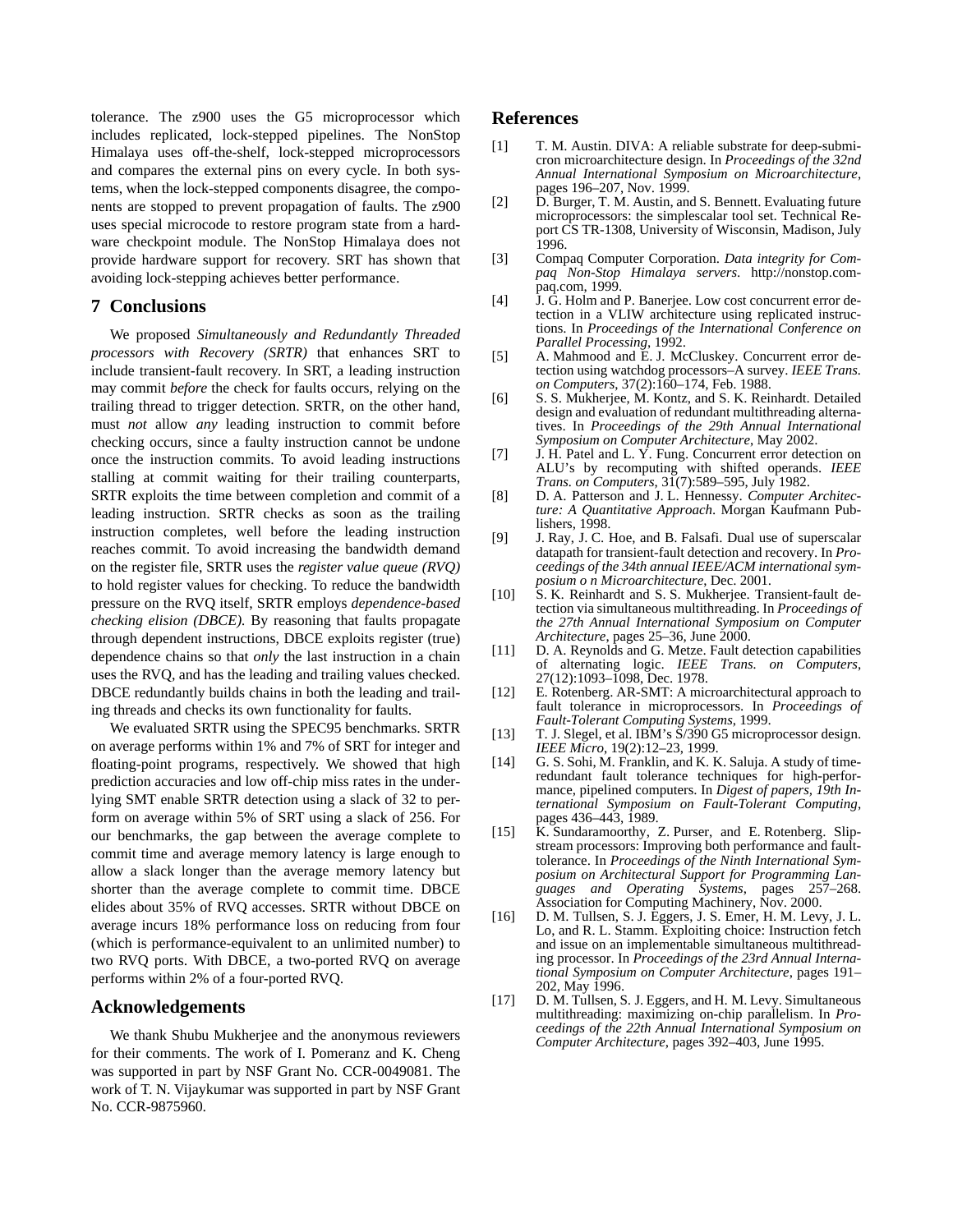tolerance. The z900 uses the G5 microprocessor which includes replicated, lock-stepped pipelines. The NonStop Himalaya uses off-the-shelf, lock-stepped microprocessors and compares the external pins on every cycle. In both systems, when the lock-stepped components disagree, the components are stopped to prevent propagation of faults. The z900 uses special microcode to restore program state from a hardware checkpoint module. The NonStop Himalaya does not provide hardware support for recovery. SRT has shown that avoiding lock-stepping achieves better performance.

## 7 Conclusions

We proposed *Simultaneously and Redundantly Threaded processors with Recovery (SRTR)* that enhances SRT to include transient-fault recovery. In SRT, a leading instruction may commit *before* the check for faults occurs, relying on the trailing thread to trigger detection. SRTR, on the other hand, must *not* allow *any* leading instruction to commit before checking occurs, since a faulty instruction cannot be undone once the instruction commits. To avoid leading instructions stalling at commit waiting for their trailing counterparts, SRTR exploits the time between completion and commit of a leading instruction. SRTR checks as soon as the trailing instruction completes, well before the leading instruction reaches commit. To avoid increasing the bandwidth demand on the register file, SRTR uses the *register value queue (RVQ)* to hold register values for checking. To reduce the bandwidth pressure on the RVQ itself, SRTR employs *dependence-based checking elision (DBCE)*. By reasoning that faults propagate through dependent instructions, DBCE exploits register (true) dependence chains so that *only* the last instruction in a chain uses the RVQ, and has the leading and trailing values checked. DBCE redundantly builds chains in both the leading and trailing threads and checks its own functionality for faults.

We evaluated SRTR using the SPEC95 benchmarks. SRTR on average performs within 1% and 7% of SRT for integer and floating-point programs, respectively. We showed that high prediction accuracies and low off-chip miss rates in the underlying SMT enable SRTR detection using a slack of 32 to perform on average within 5% of SRT using a slack of 256. For our benchmarks, the gap between the average complete to commit time and average memory latency is large enough to allow a slack longer than the average memory latency but shorter than the average complete to commit time. DBCE elides about 35% of RVQ accesses. SRTR without DBCE on average incurs 18% performance loss on reducing from four (which is performance-equivalent to an unlimited number) to two RVQ ports. With DBCE, a two-ported RVQ on average performs within 2% of a four-ported RVQ.

## Acknowledgements

We thank Shubu Mukherjee and the anonymous reviewers for their comments. The work of I. Pomeranz and K. Cheng was supported in part by NSF Grant No. CCR-0049081. The work of T. N. Vijaykumar was supported in part by NSF Grant No. CCR-9875960.

## References

[1] T. M. Austin. DIVA: A reliable substrate for deep-submicron microarchitecture design. In *Proceedings of the 32nd Annual International Symposium on Microarchitecture*, pages 196–207, Nov. 1999.

[2] D. Burger, T. M. Austin, and S. Bennett. Evaluating future microprocessors: the simplescalar tool set. Technical Report CS TR-1308, University of Wisconsin, Madison, July 1996.

[3] Compaq Computer Corporation. *Data integrity for Compaq Non-Stop Himalaya servers*. http://nonstop.compaq.com, 1999.

[4] J. G. Holm and P. Banerjee. Low cost concurrent error detection in a VLIW architecture using replicated instructions. In *Proceedings of the International Conference on Parallel Processing*, 1992.

[5] A. Mahmood and E. J. McCluskey. Concurrent error detection using watchdog processors–A survey. *IEEE Trans. on Computers*, 37(2):160–174, Feb. 1988.

[6] S. S. Mukherjee, M. Kontz, and S. K. Reinhardt. Detailed design and evaluation of redundant multithreading alternatives. In *Proceedings of the 29th Annual International Symposium on Computer Architecture*, May 2002.

[7] J. H. Patel and L. Y. Fung. Concurrent error detection on ALU's by recomputing with shifted operands. *IEEE Trans. on Computers*, 31(7):589–595, July 1982.

[8] D. A. Patterson and J. L. Hennessy. *Computer Architecture: A Quantitative Approach*. Morgan Kaufmann Publishers, 1998.

[9] J. Ray, J. C. Hoe, and B. Falsafi. Dual use of superscalar datapath for transient-fault detection and recovery. In *Proceedings of the 34th annual IEEE/ACM international symposium o n Microarchitecture*, Dec. 2001.

[10] S. K. Reinhardt and S. S. Mukherjee. Transient-fault detection via simultaneous multithreading. In *Proceedings of the 27th Annual International Symposium on Computer Architecture*, pages 25–36, June 2000.

[11] D. A. Reynolds and G. Metze. Fault detection capabilities of alternating logic. *IEEE Trans. on Computers*, 27(12):1093–1098, Dec. 1978.

[12] E. Rotenberg. AR-SMT: A microarchitectural approach to fault tolerance in microprocessors. In *Proceedings of Fault-Tolerant Computing Systems*, 1999.

[13] T. J. Slegel, et al. IBM's S/390 G5 microprocessor design. *IEEE Micro*, 19(2):12–23, 1999.

[14] G. S. Sohi, M. Franklin, and K. K. Saluja. A study of time-redundant fault tolerance techniques for high-performance, pipelined computers. In *Digest of papers, 19th International Symposium on Fault-Tolerant Computing*, pages 436–443, 1989.

[15] K. Sundaramoorthy, Z. Purser, and E. Rotenberg. Slipstream processors: Improving both performance and fault-tolerance. In *Proceedings of the Ninth International Symposium on Architectural Support for Programming Languages and Operating Systems*, pages 257–268. Association for Computing Machinery, Nov. 2000.

[16] D. M. Tullsen, S. J. Eggers, J. S. Emer, H. M. Levy, J. L. Lo, and R. L. Stamm. Exploiting choice: Instruction fetch and issue on an implementable simultaneous multithreading processor. In *Proceedings of the 23rd Annual International Symposium on Computer Architecture*, pages 191–202, May 1996.

[17] D. M. Tullsen, S. J. Eggers, and H. M. Levy. Simultaneous multithreading: maximizing on-chip parallelism. In *Proceedings of the 22th Annual International Symposium on Computer Architecture*, pages 392–403, June 1995.